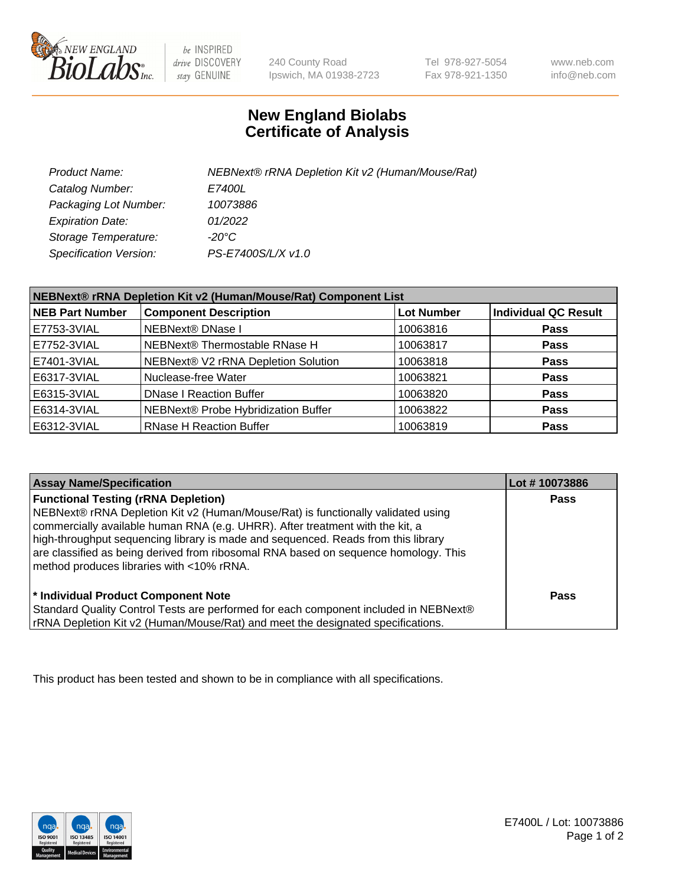240 County Road
Ipswich, MA 01938-2723

Tel 978-927-5054
Fax 978-921-1350

www.neb.com
info@neb.com

# New England Biolabs
# Certificate of Analysis

| | |
|---|---|
| *Product Name:* | *NEBNext® rRNA Depletion Kit v2 (Human/Mouse/Rat)* |
| *Catalog Number:* | *E7400L* |
| *Packaging Lot Number:* | *10073886* |
| *Expiration Date:* | *01/2022* |
| *Storage Temperature:* | *-20°C* |
| *Specification Version:* | *PS-E7400S/L/X v1.0* |

| NEBNext® rRNA Depletion Kit v2 (Human/Mouse/Rat) Component List | | | |
|---|---|---|---|
| **NEB Part Number** | **Component Description** | **Lot Number** | **Individual QC Result** |
| E7753-3VIAL | NEBNext® DNase I | 10063816 | **Pass** |
| E7752-3VIAL | NEBNext® Thermostable RNase H | 10063817 | **Pass** |
| E7401-3VIAL | NEBNext® V2 rRNA Depletion Solution | 10063818 | **Pass** |
| E6317-3VIAL | Nuclease-free Water | 10063821 | **Pass** |
| E6315-3VIAL | DNase I Reaction Buffer | 10063820 | **Pass** |
| E6314-3VIAL | NEBNext® Probe Hybridization Buffer | 10063822 | **Pass** |
| E6312-3VIAL | RNase H Reaction Buffer | 10063819 | **Pass** |

| Assay Name/Specification | Lot # 10073886 |
|---|---|
| **Functional Testing (rRNA Depletion)**<br>NEBNext® rRNA Depletion Kit v2 (Human/Mouse/Rat) is functionally validated using commercially available human RNA (e.g. UHRR). After treatment with the kit, a high-throughput sequencing library is made and sequenced. Reads from this library are classified as being derived from ribosomal RNA based on sequence homology. This method produces libraries with <10% rRNA. | **Pass** |
| **\* Individual Product Component Note**<br>Standard Quality Control Tests are performed for each component included in NEBNext® rRNA Depletion Kit v2 (Human/Mouse/Rat) and meet the designated specifications. | **Pass** |

This product has been tested and shown to be in compliance with all specifications.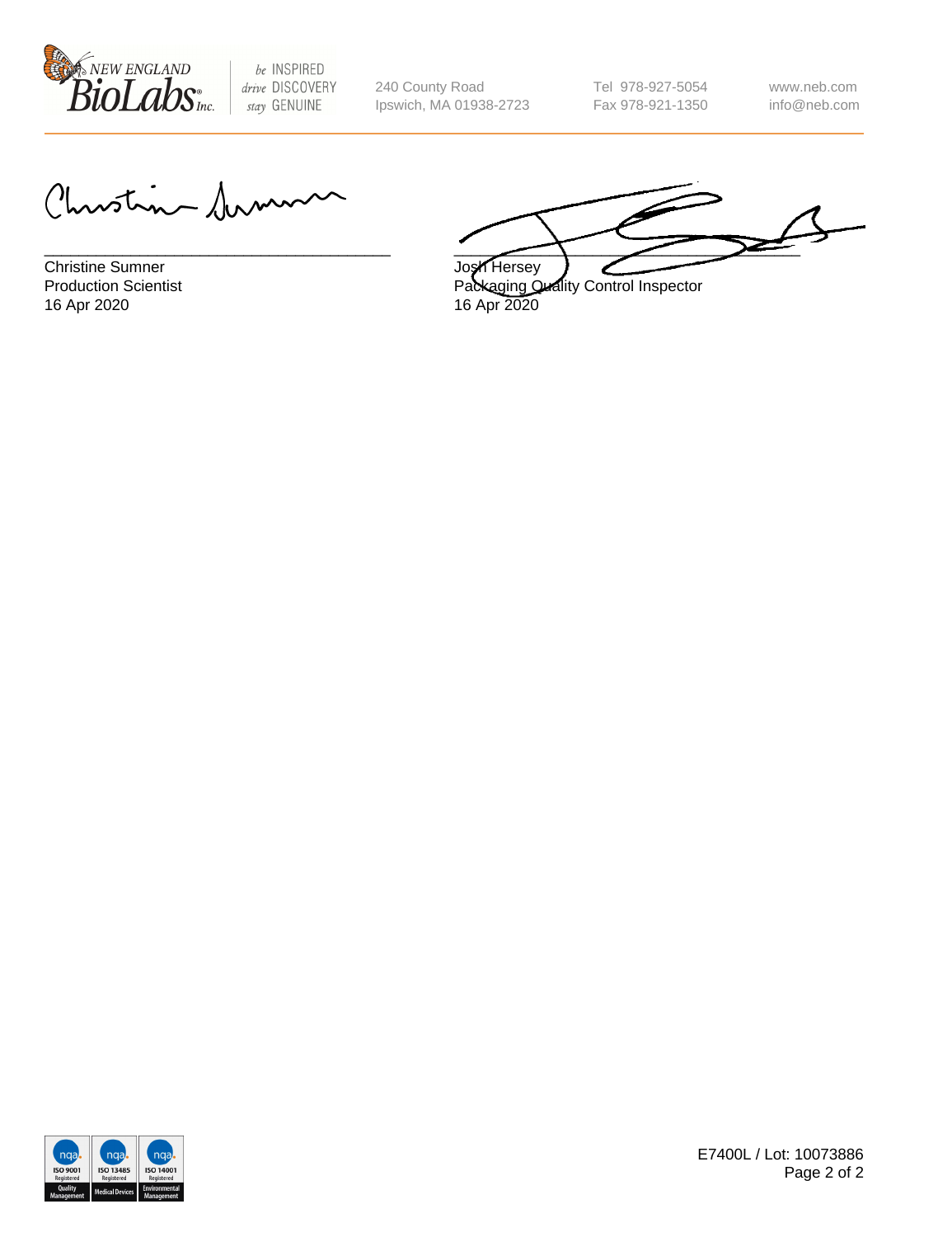NEW ENGLAND BioLabs® Inc.

be INSPIRED
drive DISCOVERY
stay GENUINE

240 County Road
Ipswich, MA 01938-2723

Tel 978-927-5054
Fax 978-921-1350

www.neb.com
info@neb.com

Christine Sumner
Production Scientist
16 Apr 2020

Josh Hersey
Packaging Quality Control Inspector
16 Apr 2020

E7400L / Lot: 10073886